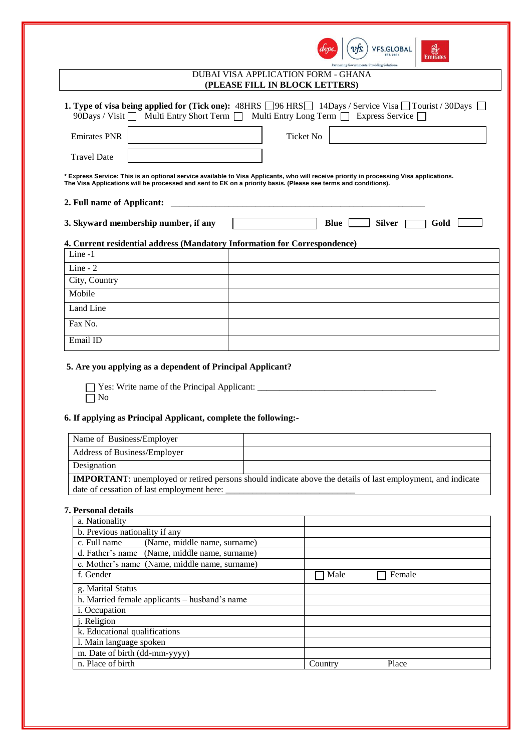# DUBAI VISA APPLICATION FORM - GHANA

**(PLEASE FILL IN BLOCK LETTERS)**

**1. Type of visa being applied for (Tick one):** 48HRS ☐ 96 HRS ☐ 14Days / Service Visa ☐ Tourist / 30Days ☐ 90Days / Visit ☐ Multi Entry Short Term ☐ Multi Entry Long Term ☐ Express Service ☐

Emirates PNR ______________ Ticket No ______________

Travel Date ______________

**\* Express Service: This is an optional service available to Visa Applicants, who will receive priority in processing Visa applications. The Visa Applications will be processed and sent to EK on a priority basis. (Please see terms and conditions).**

**2. Full name of Applicant:** ____________________________________________

**3. Skyward membership number, if any** ______________ **Blue** ☐ **Silver** ☐ **Gold** ☐

**4. Current residential address (Mandatory Information for Correspondence)**

| | |
|---|---|
| Line -1 | |
| Line - 2 | |
| City, Country | |
| Mobile | |
| Land Line | |
| Fax No. | |
| Email ID | |

**5. Are you applying as a dependent of Principal Applicant?**

☐ Yes: Write name of the Principal Applicant: ________________________________________

☐ No

**6. If applying as Principal Applicant, complete the following:-**

| | |
|---|---|
| Name of Business/Employer | |
| Address of Business/Employer | |
| Designation | |
| **IMPORTANT**: unemployed or retired persons should indicate above the details of last employment, and indicate date of cessation of last employment here: ____________________________ | |

**7. Personal details**

| | | |
|---|---|---|
| a. Nationality | | |
| b. Previous nationality if any | | |
| c. Full name (Name, middle name, surname) | | |
| d. Father's name (Name, middle name, surname) | | |
| e. Mother's name (Name, middle name, surname) | | |
| f. Gender | ☐ Male | ☐ Female |
| g. Marital Status | | |
| h. Married female applicants – husband's name | | |
| i. Occupation | | |
| j. Religion | | |
| k. Educational qualifications | | |
| l. Main language spoken | | |
| m. Date of birth (dd-mm-yyyy) | | |
| n. Place of birth | Country | Place |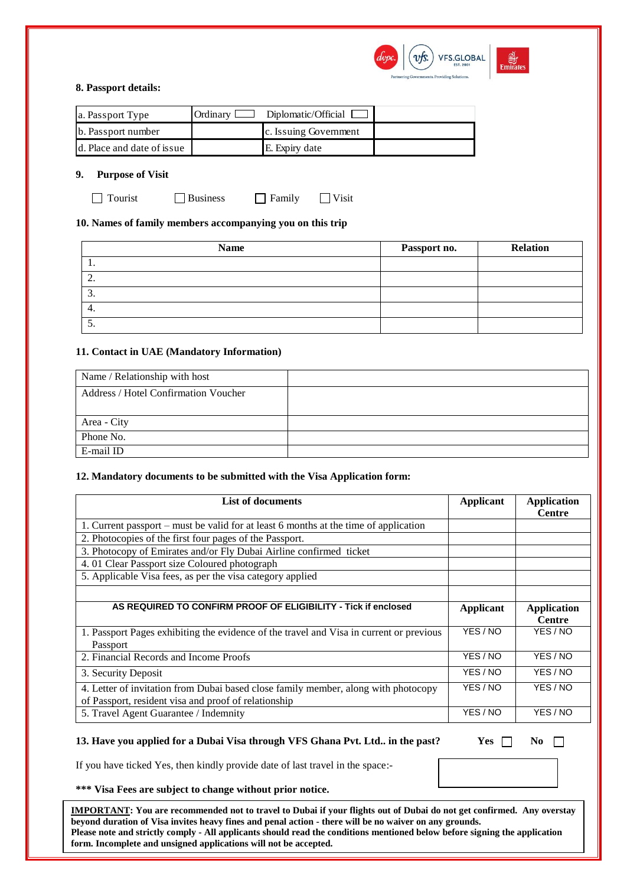**8. Passport details:**

| a. Passport Type | Ordinary ☐ | Diplomatic/Official ☐ | |
|---|---|---|---|
| b. Passport number | | c. Issuing Government | |
| d. Place and date of issue | | E. Expiry date | |

**9. Purpose of Visit**

☐ Tourist ☐ Business ☐ Family ☐ Visit

**10. Names of family members accompanying you on this trip**

| Name | Passport no. | Relation |
|---|---|---|
| 1. | | |
| 2. | | |
| 3. | | |
| 4. | | |
| 5. | | |

**11. Contact in UAE (Mandatory Information)**

| Name / Relationship with host | |
|---|---|
| Address / Hotel Confirmation Voucher | |
| Area - City | |
| Phone No. | |
| E-mail ID | |

**12. Mandatory documents to be submitted with the Visa Application form:**

| List of documents | Applicant | Application Centre |
|---|---|---|
| 1. Current passport – must be valid for at least 6 months at the time of application | | |
| 2. Photocopies of the first four pages of the Passport. | | |
| 3. Photocopy of Emirates and/or Fly Dubai Airline confirmed ticket | | |
| 4. 01 Clear Passport size Coloured photograph | | |
| 5. Applicable Visa fees, as per the visa category applied | | |
| | | |
| **AS REQUIRED TO CONFIRM PROOF OF ELIGIBILITY - Tick if enclosed** | **Applicant** | **Application Centre** |
| 1. Passport Pages exhibiting the evidence of the travel and Visa in current or previous Passport | YES / NO | YES / NO |
| 2. Financial Records and Income Proofs | YES / NO | YES / NO |
| 3. Security Deposit | YES / NO | YES / NO |
| 4. Letter of invitation from Dubai based close family member, along with photocopy of Passport, resident visa and proof of relationship | YES / NO | YES / NO |
| 5. Travel Agent Guarantee / Indemnity | YES / NO | YES / NO |

**13. Have you applied for a Dubai Visa through VFS Ghana Pvt. Ltd.. in the past?** **Yes** ☐ **No** ☐

If you have ticked Yes, then kindly provide date of last travel in the space:-

**\*\*\* Visa Fees are subject to change without prior notice.**

**IMPORTANT: You are recommended not to travel to Dubai if your flights out of Dubai do not get confirmed. Any overstay beyond duration of Visa invites heavy fines and penal action - there will be no waiver on any grounds. Please note and strictly comply - All applicants should read the conditions mentioned below before signing the application form. Incomplete and unsigned applications will not be accepted.**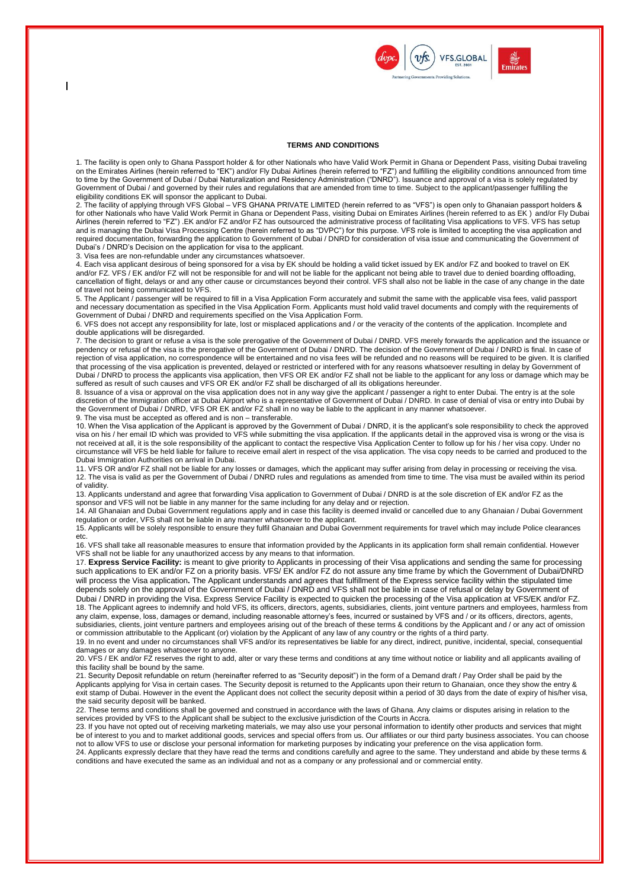## TERMS AND CONDITIONS

1. The facility is open only to Ghana Passport holder & for other Nationals who have Valid Work Permit in Ghana or Dependent Pass, visiting Dubai traveling on the Emirates Airlines (herein referred to "EK") and/or Fly Dubai Airlines (herein referred to "FZ") and fulfilling the eligibility conditions announced from time to time by the Government of Dubai / Dubai Naturalization and Residency Administration ("DNRD"). Issuance and approval of a visa is solely regulated by Government of Dubai / and governed by their rules and regulations that are amended from time to time. Subject to the applicant/passenger fulfilling the eligibility conditions EK will sponsor the applicant to Dubai.

2. The facility of applying through VFS Global – VFS GHANA PRIVATE LIMITED (herein referred to as "VFS") is open only to Ghanaian passport holders & for other Nationals who have Valid Work Permit in Ghana or Dependent Pass, visiting Dubai on Emirates Airlines (herein referred to as EK ) and/or Fly Dubai Airlines (herein referred to "FZ") .EK and/or FZ and/or FZ has outsourced the administrative process of facilitating Visa applications to VFS. VFS has setup and is managing the Dubai Visa Processing Centre (herein referred to as "DVPC") for this purpose. VFS role is limited to accepting the visa application and required documentation, forwarding the application to Government of Dubai / DNRD for consideration of visa issue and communicating the Government of Dubai's / DNRD's Decision on the application for visa to the applicant.

3. Visa fees are non-refundable under any circumstances whatsoever.

4. Each visa applicant desirous of being sponsored for a visa by EK should be holding a valid ticket issued by EK and/or FZ and booked to travel on EK and/or FZ. VFS / EK and/or FZ will not be responsible for and will not be liable for the applicant not being able to travel due to denied boarding offloading, cancellation of flight, delays or and any other cause or circumstances beyond their control. VFS shall also not be liable in the case of any change in the date of travel not being communicated to VFS.

5. The Applicant / passenger will be required to fill in a Visa Application Form accurately and submit the same with the applicable visa fees, valid passport and necessary documentation as specified in the Visa Application Form. Applicants must hold valid travel documents and comply with the requirements of Government of Dubai / DNRD and requirements specified on the Visa Application Form.

6. VFS does not accept any responsibility for late, lost or misplaced applications and / or the veracity of the contents of the application. Incomplete and double applications will be disregarded.

7. The decision to grant or refuse a visa is the sole prerogative of the Government of Dubai / DNRD. VFS merely forwards the application and the issuance or pendency or refusal of the visa is the prerogative of the Government of Dubai / DNRD. The decision of the Government of Dubai / DNRD is final. In case of rejection of visa application, no correspondence will be entertained and no visa fees will be refunded and no reasons will be required to be given. It is clarified that processing of the visa application is prevented, delayed or restricted or interfered with for any reasons whatsoever resulting in delay by Government of Dubai / DNRD to process the applicants visa application, then VFS OR EK and/or FZ shall not be liable to the applicant for any loss or damage which may be suffered as result of such causes and VFS OR EK and/or FZ shall be discharged of all its obligations hereunder.

8. Issuance of a visa or approval on the visa application does not in any way give the applicant / passenger a right to enter Dubai. The entry is at the sole discretion of the Immigration officer at Dubai Airport who is a representative of Government of Dubai / DNRD. In case of denial of visa or entry into Dubai by the Government of Dubai / DNRD, VFS OR EK and/or FZ shall in no way be liable to the applicant in any manner whatsoever.

9. The visa must be accepted as offered and is non – transferable.

10. When the Visa application of the Applicant is approved by the Government of Dubai / DNRD, it is the applicant's sole responsibility to check the approved visa on his / her email ID which was provided to VFS while submitting the visa application. If the applicants detail in the approved visa is wrong or the visa is not received at all, it is the sole responsibility of the applicant to contact the respective Visa Application Center to follow up for his / her visa copy. Under no circumstance will VFS be held liable for failure to receive email alert in respect of the visa application. The visa copy needs to be carried and produced to the Dubai Immigration Authorities on arrival in Dubai.

11. VFS OR and/or FZ shall not be liable for any losses or damages, which the applicant may suffer arising from delay in processing or receiving the visa.

12. The visa is valid as per the Government of Dubai / DNRD rules and regulations as amended from time to time. The visa must be availed within its period of validity.

13. Applicants understand and agree that forwarding Visa application to Government of Dubai / DNRD is at the sole discretion of EK and/or FZ as the sponsor and VFS will not be liable in any manner for the same including for any delay and or rejection.

14. All Ghanaian and Dubai Government regulations apply and in case this facility is deemed invalid or cancelled due to any Ghanaian / Dubai Government regulation or order, VFS shall not be liable in any manner whatsoever to the applicant.

15. Applicants will be solely responsible to ensure they fulfil Ghanaian and Dubai Government requirements for travel which may include Police clearances etc.

16. VFS shall take all reasonable measures to ensure that information provided by the Applicants in its application form shall remain confidential. However VFS shall not be liable for any unauthorized access by any means to that information.

17. **Express Service Facility:** is meant to give priority to Applicants in processing of their Visa applications and sending the same for processing such applications to EK and/or FZ on a priority basis. VFS/ EK and/or FZ do not assure any time frame by which the Government of Dubai/DNRD will process the Visa application**.** The Applicant understands and agrees that fulfillment of the Express service facility within the stipulated time depends solely on the approval of the Government of Dubai / DNRD and VFS shall not be liable in case of refusal or delay by Government of Dubai / DNRD in providing the Visa. Express Service Facility is expected to quicken the processing of the Visa application at VFS/EK and/or FZ.

18. The Applicant agrees to indemnify and hold VFS, its officers, directors, agents, subsidiaries, clients, joint venture partners and employees, harmless from any claim, expense, loss, damages or demand, including reasonable attorney's fees, incurred or sustained by VFS and / or its officers, directors, agents, subsidiaries, clients, joint venture partners and employees arising out of the breach of these terms & conditions by the Applicant and / or any act of omission or commission attributable to the Applicant (or) violation by the Applicant of any law of any country or the rights of a third party.

19. In no event and under no circumstances shall VFS and/or its representatives be liable for any direct, indirect, punitive, incidental, special, consequential damages or any damages whatsoever to anyone.

20. VFS / EK and/or FZ reserves the right to add, alter or vary these terms and conditions at any time without notice or liability and all applicants availing of this facility shall be bound by the same.

21. Security Deposit refundable on return (hereinafter referred to as "Security deposit") in the form of a Demand draft / Pay Order shall be paid by the Applicants applying for Visa in certain cases. The Security deposit is returned to the Applicants upon their return to Ghanaian, once they show the entry & exit stamp of Dubai. However in the event the Applicant does not collect the security deposit within a period of 30 days from the date of expiry of his/her visa, the said security deposit will be banked.

22. These terms and conditions shall be governed and construed in accordance with the laws of Ghana. Any claims or disputes arising in relation to the services provided by VFS to the Applicant shall be subject to the exclusive jurisdiction of the Courts in Accra.

23. If you have not opted out of receiving marketing materials, we may also use your personal information to identify other products and services that might be of interest to you and to market additional goods, services and special offers from us. Our affiliates or our third party business associates. You can choose not to allow VFS to use or disclose your personal information for marketing purposes by indicating your preference on the visa application form.

24. Applicants expressly declare that they have read the terms and conditions carefully and agree to the same. They understand and abide by these terms & conditions and have executed the same as an individual and not as a company or any professional and or commercial entity.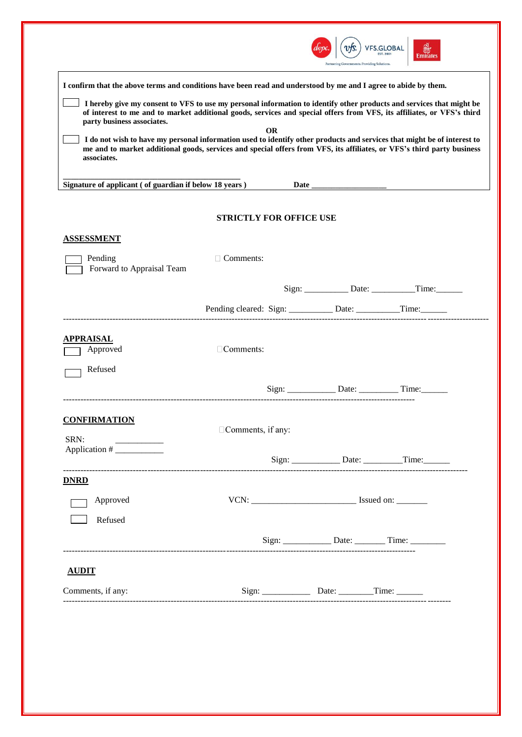**I confirm that the above terms and conditions have been read and understood by me and I agree to abide by them.**

☐ **I hereby give my consent to VFS to use my personal information to identify other products and services that might be of interest to me and to market additional goods, services and special offers from VFS, its affiliates, or VFS's third party business associates.**

**OR**

☐ **I do not wish to have my personal information used to identify other products and services that might be of interest to me and to market additional goods, services and special offers from VFS, its affiliates, or VFS's third party business associates.**

**Signature of applicant ( of guardian if below 18 years )** ____________________ **Date** __________________

## STRICTLY FOR OFFICE USE

**ASSESSMENT**

☐ Pending
☐ Forward to Appraisal Team

☐ Comments:

Sign: __________ Date: __________Time:______

Pending cleared: Sign: __________ Date: __________Time:______

---

**APPRAISAL**

☐ Approved

☐ Refused

☐Comments:

Sign: ___________ Date: _________ Time:______

---

**CONFIRMATION**

SRN: ___________
Application # ___________

☐Comments, if any:

Sign: ___________ Date: _________Time:______

---

**DNRD**

☐ Approved

☐ Refused

VCN: ________________________ Issued on: _______

Sign: ___________ Date: _______ Time: ________

---

**AUDIT**

Comments, if any:

Sign: ___________ Date: ________Time: ______

---